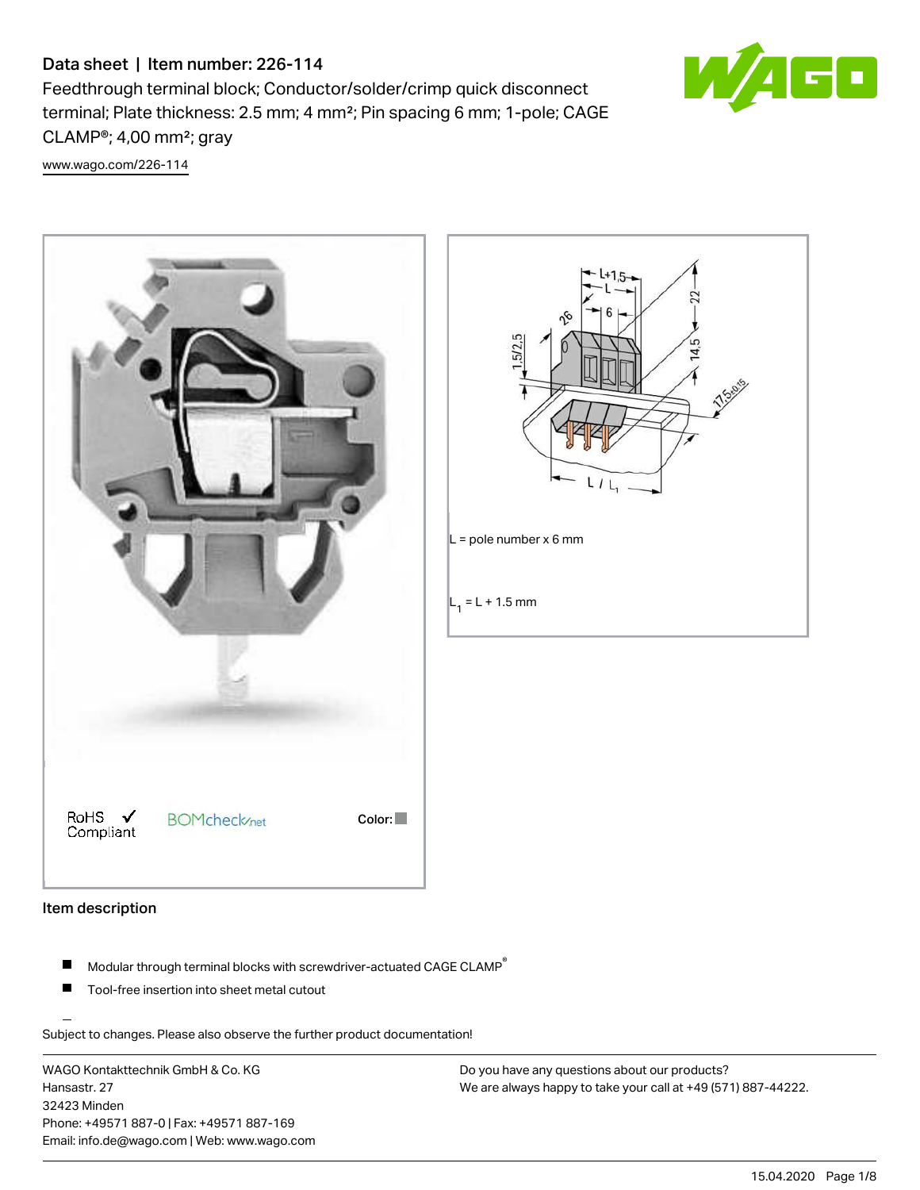# Data sheet | Item number: 226-114

Feedthrough terminal block; Conductor/solder/crimp quick disconnect terminal; Plate thickness: 2.5 mm; 4 mm²; Pin spacing 6 mm; 1-pole; CAGE CLAMP®; 4,00 mm²; gray

www.wago.com/226-114

RoHS Compliant

BOMcheck.net

Color:

L = pole number x 6 mm

$L_1$ = L + 1.5 mm

## Item description

- Modular through terminal blocks with screwdriver-actuated CAGE CLAMP®
- Tool-free insertion into sheet metal cutout

Subject to changes. Please also observe the further product documentation!

WAGO Kontakttechnik GmbH & Co. KG
Hansastr. 27
32423 Minden
Phone: +49571 887-0 | Fax: +49571 887-169
Email: info.de@wago.com | Web: www.wago.com

Do you have any questions about our products?
We are always happy to take your call at +49 (571) 887-44222.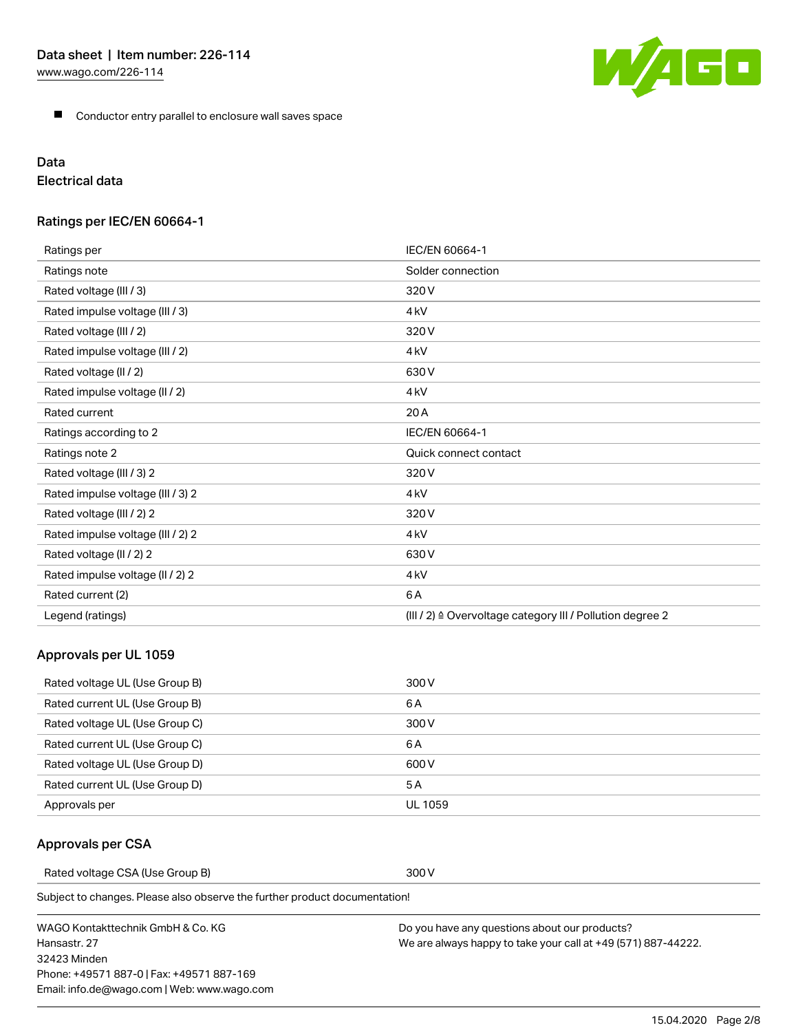- Conductor entry parallel to enclosure wall saves space

## Data

### Electrical data

#### Ratings per IEC/EN 60664-1

| | |
|---|---|
| Ratings per | IEC/EN 60664-1 |
| Ratings note | Solder connection |
| Rated voltage (III / 3) | 320 V |
| Rated impulse voltage (III / 3) | 4 kV |
| Rated voltage (III / 2) | 320 V |
| Rated impulse voltage (III / 2) | 4 kV |
| Rated voltage (II / 2) | 630 V |
| Rated impulse voltage (II / 2) | 4 kV |
| Rated current | 20 A |
| Ratings according to 2 | IEC/EN 60664-1 |
| Ratings note 2 | Quick connect contact |
| Rated voltage (III / 3) 2 | 320 V |
| Rated impulse voltage (III / 3) 2 | 4 kV |
| Rated voltage (III / 2) 2 | 320 V |
| Rated impulse voltage (III / 2) 2 | 4 kV |
| Rated voltage (II / 2) 2 | 630 V |
| Rated impulse voltage (II / 2) 2 | 4 kV |
| Rated current (2) | 6 A |
| Legend (ratings) | (III / 2) ≙ Overvoltage category III / Pollution degree 2 |

#### Approvals per UL 1059

| | |
|---|---|
| Rated voltage UL (Use Group B) | 300 V |
| Rated current UL (Use Group B) | 6 A |
| Rated voltage UL (Use Group C) | 300 V |
| Rated current UL (Use Group C) | 6 A |
| Rated voltage UL (Use Group D) | 600 V |
| Rated current UL (Use Group D) | 5 A |
| Approvals per | UL 1059 |

#### Approvals per CSA

| | |
|---|---|
| Rated voltage CSA (Use Group B) | 300 V |

Subject to changes. Please also observe the further product documentation!

WAGO Kontakttechnik GmbH & Co. KG
Hansastr. 27
32423 Minden
Phone: +49571 887-0 | Fax: +49571 887-169
Email: info.de@wago.com | Web: www.wago.com

Do you have any questions about our products?
We are always happy to take your call at +49 (571) 887-44222.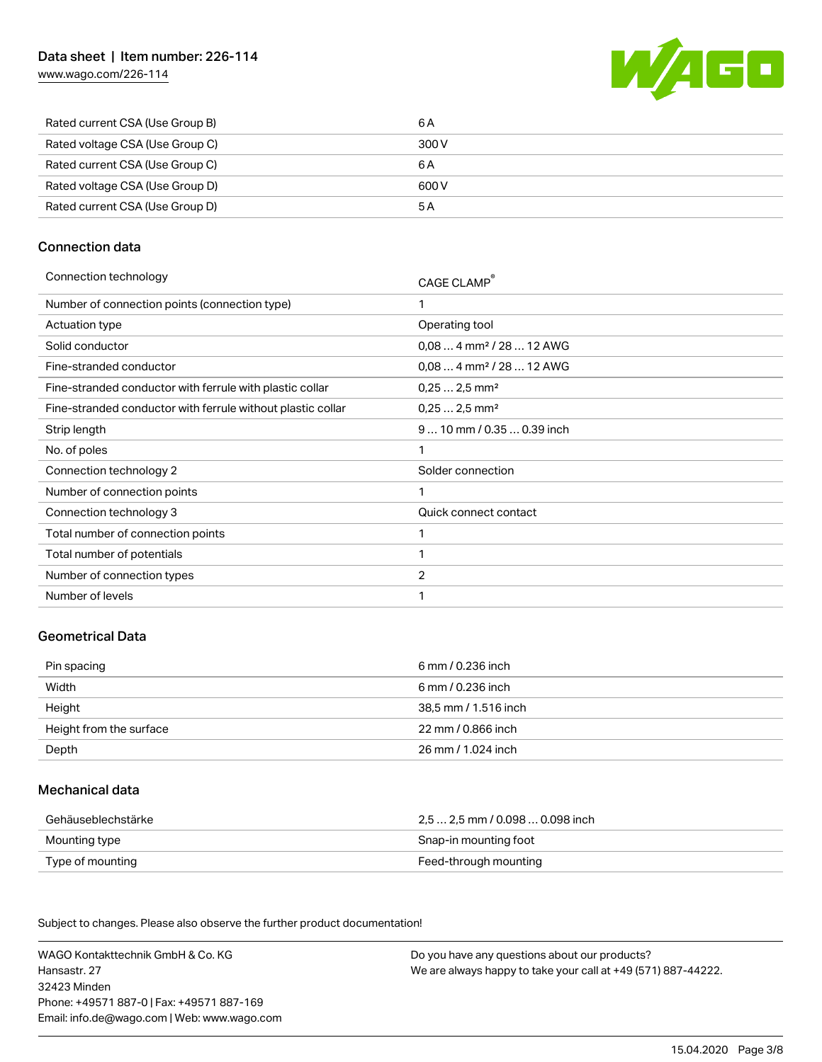| | |
|---|---|
| Rated current CSA (Use Group B) | 6 A |
| Rated voltage CSA (Use Group C) | 300 V |
| Rated current CSA (Use Group C) | 6 A |
| Rated voltage CSA (Use Group D) | 600 V |
| Rated current CSA (Use Group D) | 5 A |

## Connection data

| | |
|---|---|
| Connection technology | CAGE CLAMP® |
| Number of connection points (connection type) | 1 |
| Actuation type | Operating tool |
| Solid conductor | 0,08 … 4 mm² / 28 … 12 AWG |
| Fine-stranded conductor | 0,08 … 4 mm² / 28 … 12 AWG |
| Fine-stranded conductor with ferrule with plastic collar | 0,25 … 2,5 mm² |
| Fine-stranded conductor with ferrule without plastic collar | 0,25 … 2,5 mm² |
| Strip length | 9 … 10 mm / 0.35 … 0.39 inch |
| No. of poles | 1 |
| Connection technology 2 | Solder connection |
| Number of connection points | 1 |
| Connection technology 3 | Quick connect contact |
| Total number of connection points | 1 |
| Total number of potentials | 1 |
| Number of connection types | 2 |
| Number of levels | 1 |

## Geometrical Data

| | |
|---|---|
| Pin spacing | 6 mm / 0.236 inch |
| Width | 6 mm / 0.236 inch |
| Height | 38,5 mm / 1.516 inch |
| Height from the surface | 22 mm / 0.866 inch |
| Depth | 26 mm / 1.024 inch |

## Mechanical data

| | |
|---|---|
| Gehäuseblechstärke | 2,5 … 2,5 mm / 0.098 … 0.098 inch |
| Mounting type | Snap-in mounting foot |
| Type of mounting | Feed-through mounting |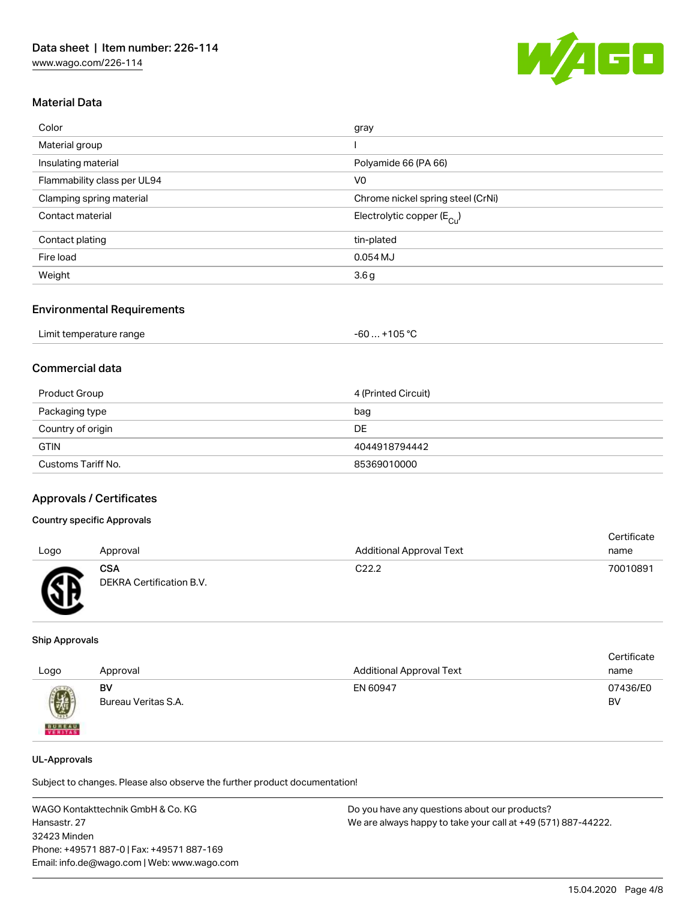### Material Data

| | |
|---|---|
| Color | gray |
| Material group | I |
| Insulating material | Polyamide 66 (PA 66) |
| Flammability class per UL94 | V0 |
| Clamping spring material | Chrome nickel spring steel (CrNi) |
| Contact material | Electrolytic copper ($E_{Cu}$) |
| Contact plating | tin-plated |
| Fire load | 0.054 MJ |
| Weight | 3.6 g |

### Environmental Requirements

| | |
|---|---|
| Limit temperature range | -60 … +105 °C |

### Commercial data

| | |
|---|---|
| Product Group | 4 (Printed Circuit) |
| Packaging type | bag |
| Country of origin | DE |
| GTIN | 4044918794442 |
| Customs Tariff No. | 85369010000 |

### Approvals / Certificates

#### Country specific Approvals

| Logo | Approval | Additional Approval Text | Certificate name |
|---|---|---|---|
| | **CSA**<br>DEKRA Certification B.V. | C22.2 | 70010891 |

#### Ship Approvals

| Logo | Approval | Additional Approval Text | Certificate name |
|---|---|---|---|
| | **BV**<br>Bureau Veritas S.A. | EN 60947 | 07436/E0 BV |

#### UL-Approvals

Subject to changes. Please also observe the further product documentation!

WAGO Kontakttechnik GmbH & Co. KG
Hansastr. 27
32423 Minden
Phone: +49571 887-0 | Fax: +49571 887-169
Email: info.de@wago.com | Web: www.wago.com

Do you have any questions about our products?
We are always happy to take your call at +49 (571) 887-44222.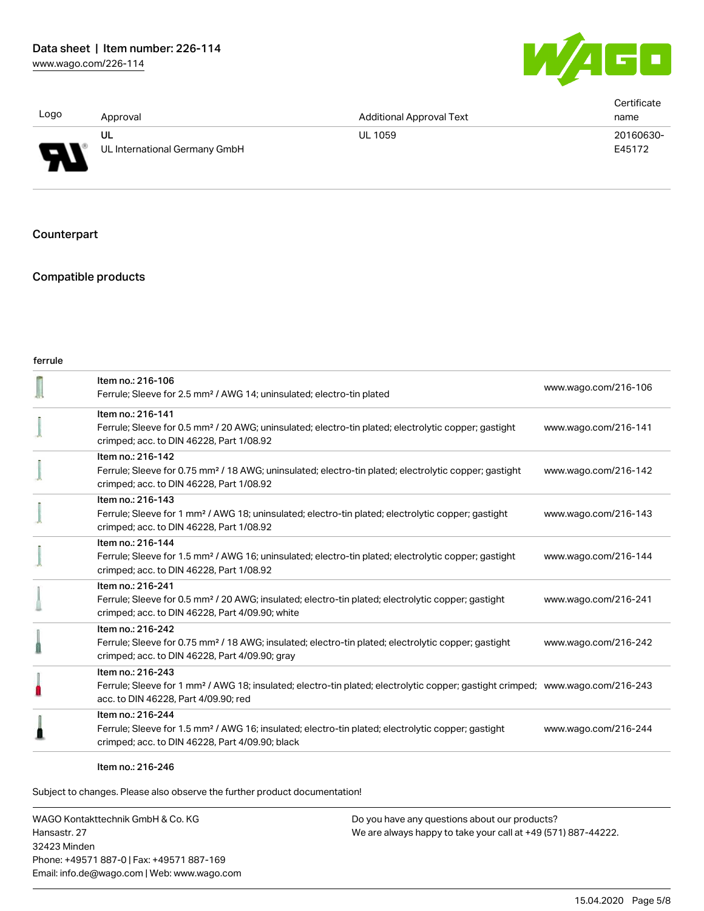| Logo | Approval | Additional Approval Text | Certificate name |
| --- | --- | --- | --- |
| | UL<br>UL International Germany GmbH | UL 1059 | 20160630-E45172 |

## Counterpart

## Compatible products

### ferrule

| | | |
| --- | --- | --- |
| | Item no.: 216-106<br>Ferrule; Sleeve for 2.5 mm² / AWG 14; uninsulated; electro-tin plated | www.wago.com/216-106 |
| | Item no.: 216-141<br>Ferrule; Sleeve for 0.5 mm² / 20 AWG; uninsulated; electro-tin plated; electrolytic copper; gastight crimped; acc. to DIN 46228, Part 1/08.92 | www.wago.com/216-141 |
| | Item no.: 216-142<br>Ferrule; Sleeve for 0.75 mm² / 18 AWG; uninsulated; electro-tin plated; electrolytic copper; gastight crimped; acc. to DIN 46228, Part 1/08.92 | www.wago.com/216-142 |
| | Item no.: 216-143<br>Ferrule; Sleeve for 1 mm² / AWG 18; uninsulated; electro-tin plated; electrolytic copper; gastight crimped; acc. to DIN 46228, Part 1/08.92 | www.wago.com/216-143 |
| | Item no.: 216-144<br>Ferrule; Sleeve for 1.5 mm² / AWG 16; uninsulated; electro-tin plated; electrolytic copper; gastight crimped; acc. to DIN 46228, Part 1/08.92 | www.wago.com/216-144 |
| | Item no.: 216-241<br>Ferrule; Sleeve for 0.5 mm² / 20 AWG; insulated; electro-tin plated; electrolytic copper; gastight crimped; acc. to DIN 46228, Part 4/09.90; white | www.wago.com/216-241 |
| | Item no.: 216-242<br>Ferrule; Sleeve for 0.75 mm² / 18 AWG; insulated; electro-tin plated; electrolytic copper; gastight crimped; acc. to DIN 46228, Part 4/09.90; gray | www.wago.com/216-242 |
| | Item no.: 216-243<br>Ferrule; Sleeve for 1 mm² / AWG 18; insulated; electro-tin plated; electrolytic copper; gastight crimped; acc. to DIN 46228, Part 4/09.90; red | www.wago.com/216-243 |
| | Item no.: 216-244<br>Ferrule; Sleeve for 1.5 mm² / AWG 16; insulated; electro-tin plated; electrolytic copper; gastight crimped; acc. to DIN 46228, Part 4/09.90; black | www.wago.com/216-244 |
| | Item no.: 216-246 | |

Subject to changes. Please also observe the further product documentation!

WAGO Kontakttechnik GmbH & Co. KG
Hansastr. 27
32423 Minden
Phone: +49571 887-0 | Fax: +49571 887-169
Email: info.de@wago.com | Web: www.wago.com

Do you have any questions about our products?
We are always happy to take your call at +49 (571) 887-44222.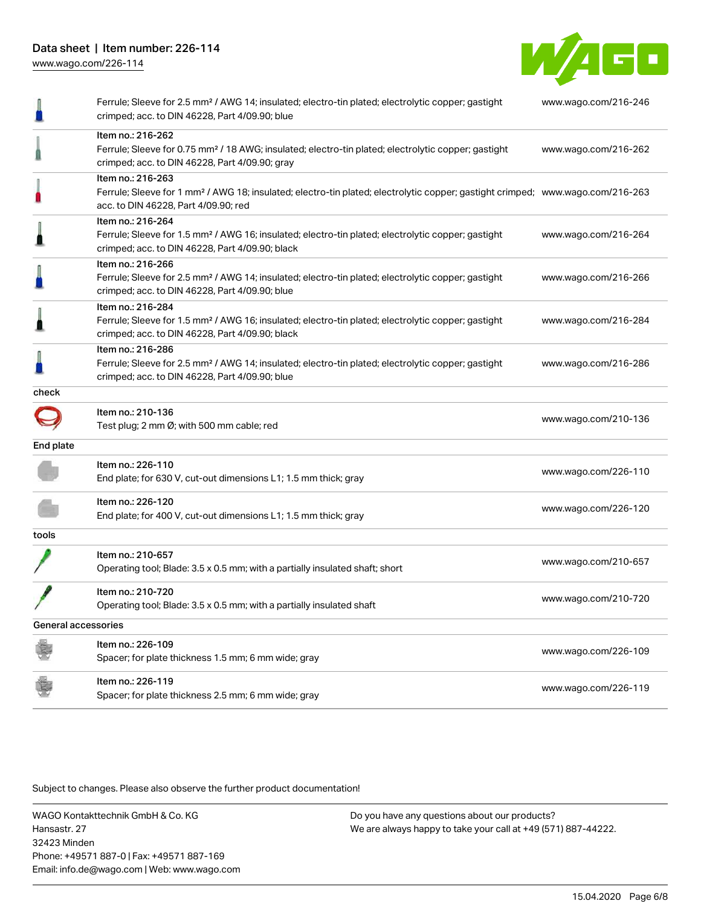| | | |
|---|---|---|
| | Ferrule; Sleeve for 2.5 mm² / AWG 14; insulated; electro-tin plated; electrolytic copper; gastight crimped; acc. to DIN 46228, Part 4/09.90; blue | www.wago.com/216-246 |
| | Item no.: 216-262<br>Ferrule; Sleeve for 0.75 mm² / 18 AWG; insulated; electro-tin plated; electrolytic copper; gastight crimped; acc. to DIN 46228, Part 4/09.90; gray | www.wago.com/216-262 |
| | Item no.: 216-263<br>Ferrule; Sleeve for 1 mm² / AWG 18; insulated; electro-tin plated; electrolytic copper; gastight crimped; acc. to DIN 46228, Part 4/09.90; red | www.wago.com/216-263 |
| | Item no.: 216-264<br>Ferrule; Sleeve for 1.5 mm² / AWG 16; insulated; electro-tin plated; electrolytic copper; gastight crimped; acc. to DIN 46228, Part 4/09.90; black | www.wago.com/216-264 |
| | Item no.: 216-266<br>Ferrule; Sleeve for 2.5 mm² / AWG 14; insulated; electro-tin plated; electrolytic copper; gastight crimped; acc. to DIN 46228, Part 4/09.90; blue | www.wago.com/216-266 |
| | Item no.: 216-284<br>Ferrule; Sleeve for 1.5 mm² / AWG 16; insulated; electro-tin plated; electrolytic copper; gastight crimped; acc. to DIN 46228, Part 4/09.90; black | www.wago.com/216-284 |
| | Item no.: 216-286<br>Ferrule; Sleeve for 2.5 mm² / AWG 14; insulated; electro-tin plated; electrolytic copper; gastight crimped; acc. to DIN 46228, Part 4/09.90; blue | www.wago.com/216-286 |
| **check** | | |
| | Item no.: 210-136<br>Test plug; 2 mm Ø; with 500 mm cable; red | www.wago.com/210-136 |
| **End plate** | | |
| | Item no.: 226-110<br>End plate; for 630 V, cut-out dimensions L1; 1.5 mm thick; gray | www.wago.com/226-110 |
| | Item no.: 226-120<br>End plate; for 400 V, cut-out dimensions L1; 1.5 mm thick; gray | www.wago.com/226-120 |
| **tools** | | |
| | Item no.: 210-657<br>Operating tool; Blade: 3.5 x 0.5 mm; with a partially insulated shaft; short | www.wago.com/210-657 |
| | Item no.: 210-720<br>Operating tool; Blade: 3.5 x 0.5 mm; with a partially insulated shaft | www.wago.com/210-720 |
| **General accessories** | | |
| | Item no.: 226-109<br>Spacer; for plate thickness 1.5 mm; 6 mm wide; gray | www.wago.com/226-109 |
| | Item no.: 226-119<br>Spacer; for plate thickness 2.5 mm; 6 mm wide; gray | www.wago.com/226-119 |

Subject to changes. Please also observe the further product documentation!

WAGO Kontakttechnik GmbH & Co. KG
Hansastr. 27
32423 Minden
Phone: +49571 887-0 | Fax: +49571 887-169
Email: info.de@wago.com | Web: www.wago.com

Do you have any questions about our products?
We are always happy to take your call at +49 (571) 887-44222.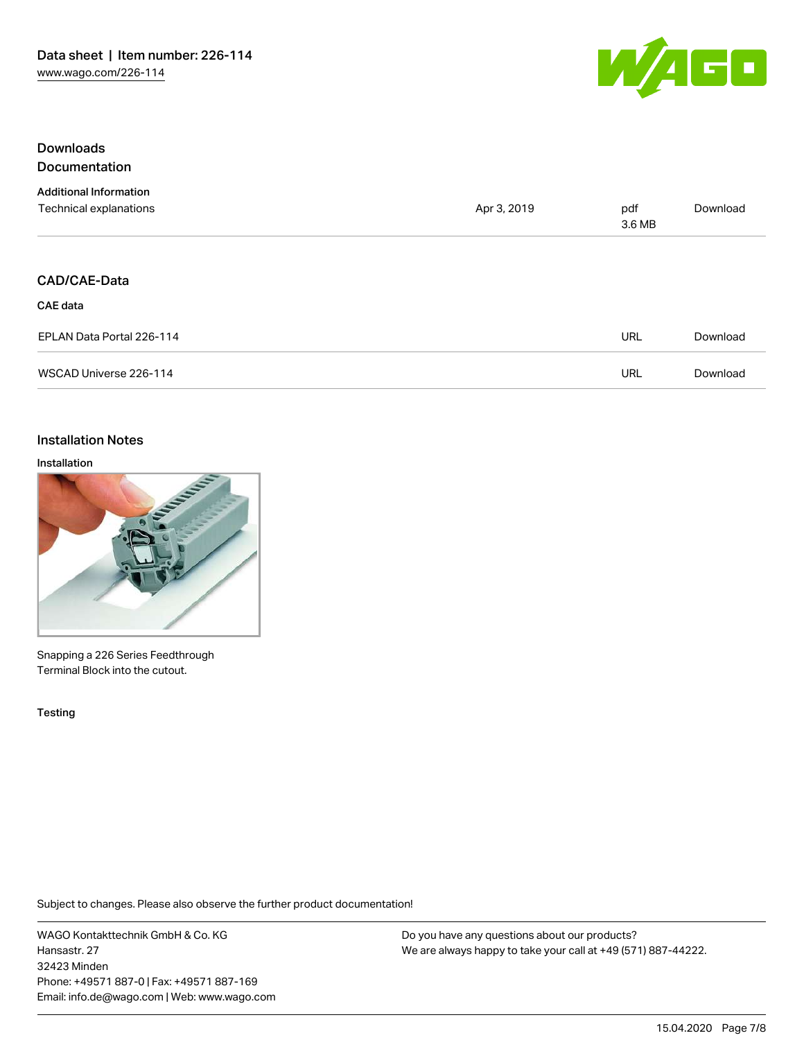## Downloads

### Documentation

**Additional Information**

| | | | |
|---|---|---|---|
| Technical explanations | Apr 3, 2019 | pdf 3.6 MB | Download |

### CAD/CAE-Data

**CAE data**

| | | |
|---|---|---|
| EPLAN Data Portal 226-114 | URL | Download |
| WSCAD Universe 226-114 | URL | Download |

## Installation Notes

**Installation**

Snapping a 226 Series Feedthrough Terminal Block into the cutout.

**Testing**

Subject to changes. Please also observe the further product documentation!

WAGO Kontakttechnik GmbH & Co. KG
Hansastr. 27
32423 Minden
Phone: +49571 887-0 | Fax: +49571 887-169
Email: info.de@wago.com | Web: www.wago.com

Do you have any questions about our products?
We are always happy to take your call at +49 (571) 887-44222.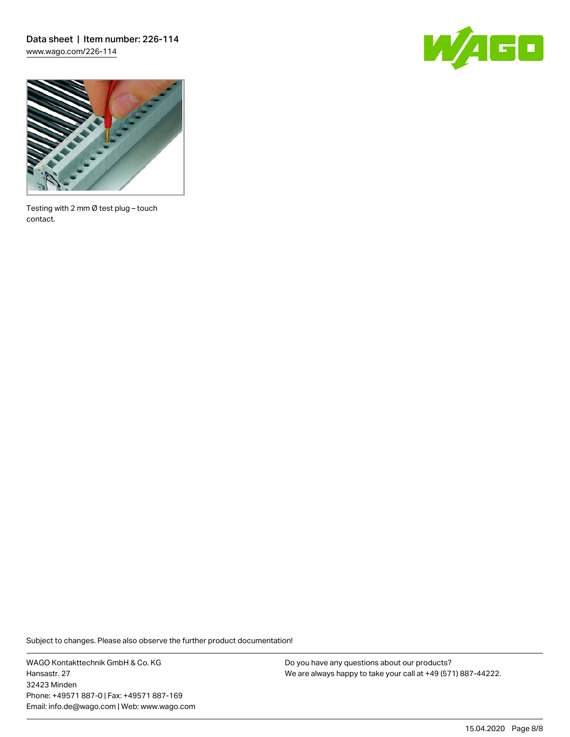Testing with 2 mm Ø test plug – touch contact.

Subject to changes. Please also observe the further product documentation!

WAGO Kontakttechnik GmbH & Co. KG
Hansastr. 27
32423 Minden
Phone: +49571 887-0 | Fax: +49571 887-169
Email: info.de@wago.com | Web: www.wago.com

Do you have any questions about our products?
We are always happy to take your call at +49 (571) 887-44222.